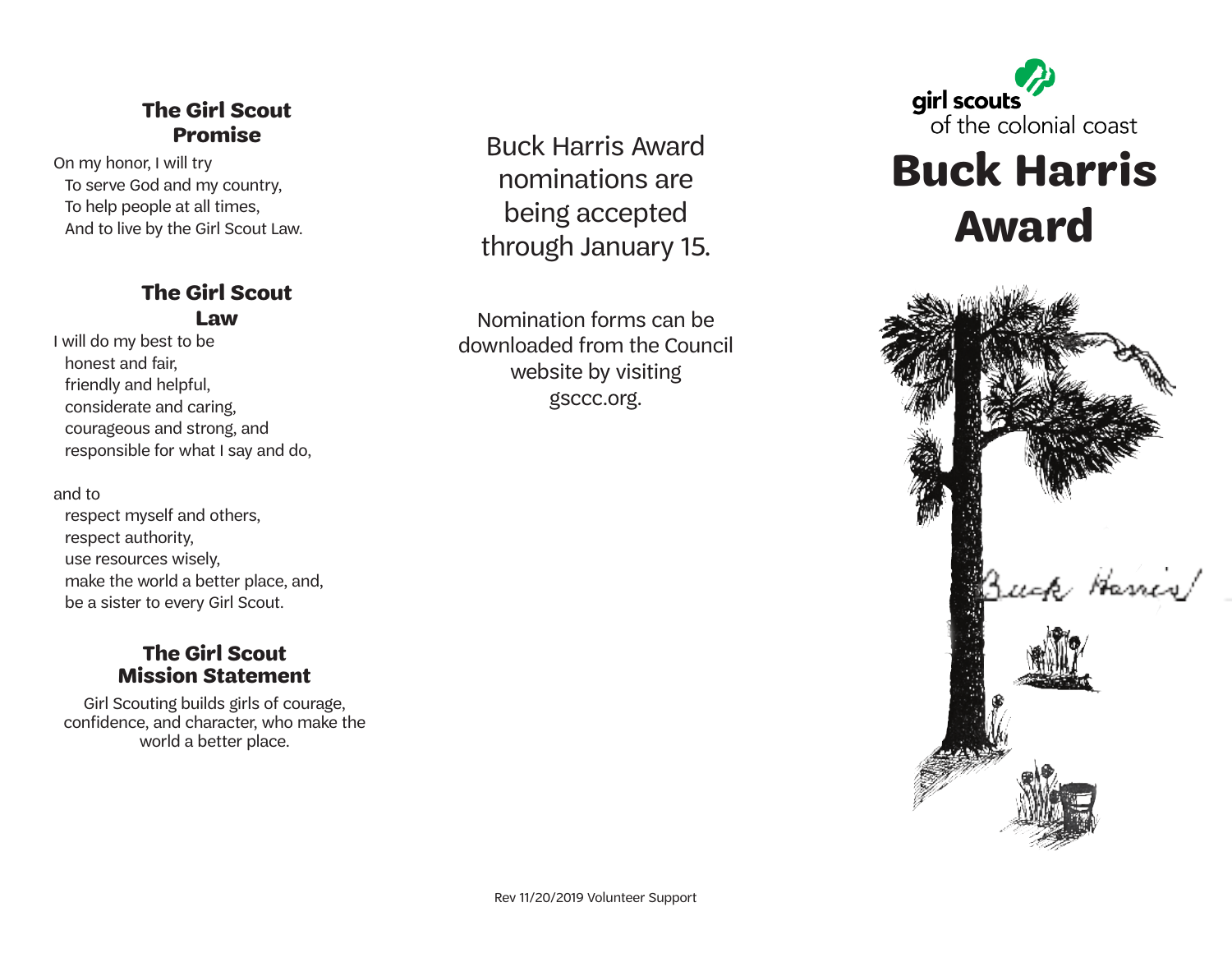### The Girl Scout Promise

On my honor, I will try
To serve God and my country,
To help people at all times,
And to live by the Girl Scout Law.

### The Girl Scout Law

I will do my best to be
honest and fair,
friendly and helpful,
considerate and caring,
courageous and strong, and
responsible for what I say and do,

and to
respect myself and others,
respect authority,
use resources wisely,
make the world a better place, and,
be a sister to every Girl Scout.

### The Girl Scout Mission Statement

Girl Scouting builds girls of courage, confidence, and character, who make the world a better place.

Buck Harris Award nominations are being accepted through January 15.

Nomination forms can be downloaded from the Council website by visiting gsccc.org.

Rev 11/20/2019 Volunteer Support

girl scouts of the colonial coast

# Buck Harris Award

Buck Harris!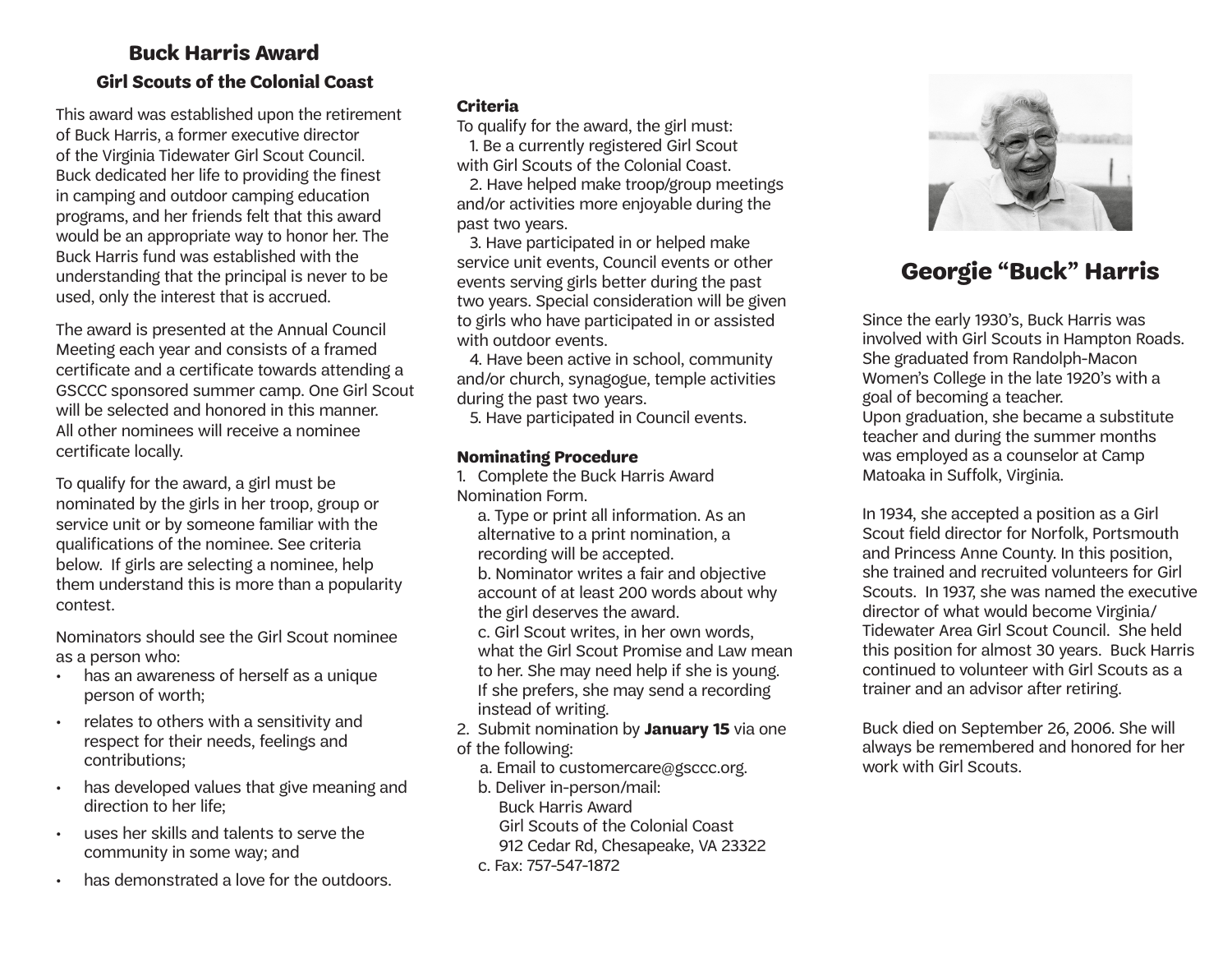## Buck Harris Award

### Girl Scouts of the Colonial Coast

This award was established upon the retirement of Buck Harris, a former executive director of the Virginia Tidewater Girl Scout Council. Buck dedicated her life to providing the finest in camping and outdoor camping education programs, and her friends felt that this award would be an appropriate way to honor her. The Buck Harris fund was established with the understanding that the principal is never to be used, only the interest that is accrued.

The award is presented at the Annual Council Meeting each year and consists of a framed certificate and a certificate towards attending a GSCCC sponsored summer camp. One Girl Scout will be selected and honored in this manner. All other nominees will receive a nominee certificate locally.

To qualify for the award, a girl must be nominated by the girls in her troop, group or service unit or by someone familiar with the qualifications of the nominee. See criteria below. If girls are selecting a nominee, help them understand this is more than a popularity contest.

Nominators should see the Girl Scout nominee as a person who:

- has an awareness of herself as a unique person of worth;
- relates to others with a sensitivity and respect for their needs, feelings and contributions;
- has developed values that give meaning and direction to her life;
- uses her skills and talents to serve the community in some way; and
- has demonstrated a love for the outdoors.

**Criteria**

To qualify for the award, the girl must:

1. Be a currently registered Girl Scout with Girl Scouts of the Colonial Coast.
2. Have helped make troop/group meetings and/or activities more enjoyable during the past two years.
3. Have participated in or helped make service unit events, Council events or other events serving girls better during the past two years. Special consideration will be given to girls who have participated in or assisted with outdoor events.
4. Have been active in school, community and/or church, synagogue, temple activities during the past two years.
5. Have participated in Council events.

**Nominating Procedure**

1. Complete the Buck Harris Award Nomination Form.
   a. Type or print all information. As an alternative to a print nomination, a recording will be accepted.
   b. Nominator writes a fair and objective account of at least 200 words about why the girl deserves the award.
   c. Girl Scout writes, in her own words, what the Girl Scout Promise and Law mean to her. She may need help if she is young. If she prefers, she may send a recording instead of writing.
2. Submit nomination by **January 15** via one of the following:
   a. Email to customercare@gsccc.org.
   b. Deliver in-person/mail:
      Buck Harris Award
      Girl Scouts of the Colonial Coast
      912 Cedar Rd, Chesapeake, VA 23322
   c. Fax: 757-547-1872

## Georgie "Buck" Harris

Since the early 1930's, Buck Harris was involved with Girl Scouts in Hampton Roads. She graduated from Randolph-Macon Women's College in the late 1920's with a goal of becoming a teacher. Upon graduation, she became a substitute teacher and during the summer months was employed as a counselor at Camp Matoaka in Suffolk, Virginia.

In 1934, she accepted a position as a Girl Scout field director for Norfolk, Portsmouth and Princess Anne County. In this position, she trained and recruited volunteers for Girl Scouts. In 1937, she was named the executive director of what would become Virginia/Tidewater Area Girl Scout Council. She held this position for almost 30 years. Buck Harris continued to volunteer with Girl Scouts as a trainer and an advisor after retiring.

Buck died on September 26, 2006. She will always be remembered and honored for her work with Girl Scouts.